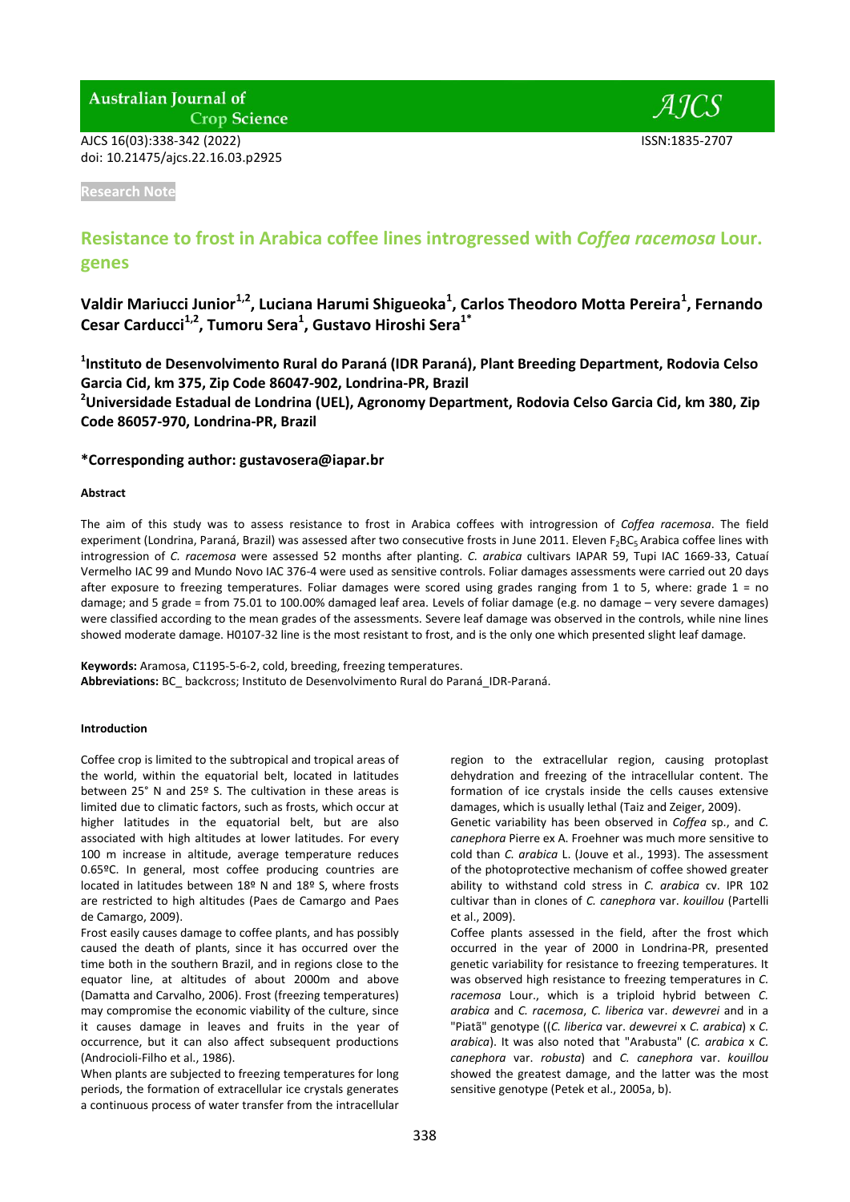Research Note

# Resistance to frost in Arabica coffee lines introgressed with *Coffea racemosa* Lour. genes

**Valdir Mariucci Junior[1,2], Luciana Harumi Shigueoka[1], Carlos Theodoro Motta Pereira[1], Fernando Cesar Carducci[1,2], Tumoru Sera[1], Gustavo Hiroshi Sera[1*]**

**[1]Instituto de Desenvolvimento Rural do Paraná (IDR Paraná), Plant Breeding Department, Rodovia Celso Garcia Cid, km 375, Zip Code 86047-902, Londrina-PR, Brazil**
**[2]Universidade Estadual de Londrina (UEL), Agronomy Department, Rodovia Celso Garcia Cid, km 380, Zip Code 86057-970, Londrina-PR, Brazil**

**\*Corresponding author: gustavosera@iapar.br**

#### Abstract

The aim of this study was to assess resistance to frost in Arabica coffees with introgression of *Coffea racemosa*. The field experiment (Londrina, Paraná, Brazil) was assessed after two consecutive frosts in June 2011. Eleven $F_2BC_5$ Arabica coffee lines with introgression of *C. racemosa* were assessed 52 months after planting. *C. arabica* cultivars IAPAR 59, Tupi IAC 1669-33, Catuaí Vermelho IAC 99 and Mundo Novo IAC 376-4 were used as sensitive controls. Foliar damages assessments were carried out 20 days after exposure to freezing temperatures. Foliar damages were scored using grades ranging from 1 to 5, where: grade 1 = no damage; and 5 grade = from 75.01 to 100.00% damaged leaf area. Levels of foliar damage (e.g. no damage – very severe damages) were classified according to the mean grades of the assessments. Severe leaf damage was observed in the controls, while nine lines showed moderate damage. H0107-32 line is the most resistant to frost, and is the only one which presented slight leaf damage.

**Keywords:** Aramosa, C1195-5-6-2, cold, breeding, freezing temperatures.
**Abbreviations:** BC_ backcross; Instituto de Desenvolvimento Rural do Paraná_IDR-Paraná.

#### Introduction

Coffee crop is limited to the subtropical and tropical areas of the world, within the equatorial belt, located in latitudes between 25° N and 25º S. The cultivation in these areas is limited due to climatic factors, such as frosts, which occur at higher latitudes in the equatorial belt, but are also associated with high altitudes at lower latitudes. For every 100 m increase in altitude, average temperature reduces 0.65ºC. In general, most coffee producing countries are located in latitudes between 18º N and 18º S, where frosts are restricted to high altitudes (Paes de Camargo and Paes de Camargo, 2009).

Frost easily causes damage to coffee plants, and has possibly caused the death of plants, since it has occurred over the time both in the southern Brazil, and in regions close to the equator line, at altitudes of about 2000m and above (Damatta and Carvalho, 2006). Frost (freezing temperatures) may compromise the economic viability of the culture, since it causes damage in leaves and fruits in the year of occurrence, but it can also affect subsequent productions (Androcioli-Filho et al., 1986).

When plants are subjected to freezing temperatures for long periods, the formation of extracellular ice crystals generates a continuous process of water transfer from the intracellular region to the extracellular region, causing protoplast dehydration and freezing of the intracellular content. The formation of ice crystals inside the cells causes extensive damages, which is usually lethal (Taiz and Zeiger, 2009).

Genetic variability has been observed in *Coffea* sp., and *C. canephora* Pierre ex A. Froehner was much more sensitive to cold than *C. arabica* L. (Jouve et al., 1993). The assessment of the photoprotective mechanism of coffee showed greater ability to withstand cold stress in *C. arabica* cv. IPR 102 cultivar than in clones of *C. canephora* var. *kouillou* (Partelli et al., 2009).

Coffee plants assessed in the field, after the frost which occurred in the year of 2000 in Londrina-PR, presented genetic variability for resistance to freezing temperatures. It was observed high resistance to freezing temperatures in *C. racemosa* Lour., which is a triploid hybrid between *C. arabica* and *C. racemosa*, *C. liberica* var. *dewevrei* and in a "Piatã" genotype ((*C. liberica* var. *dewevrei* x *C. arabica*) x *C. arabica*). It was also noted that "Arabusta" (*C. arabica* x *C. canephora* var. *robusta*) and *C. canephora* var. *kouillou* showed the greatest damage, and the latter was the most sensitive genotype (Petek et al., 2005a, b).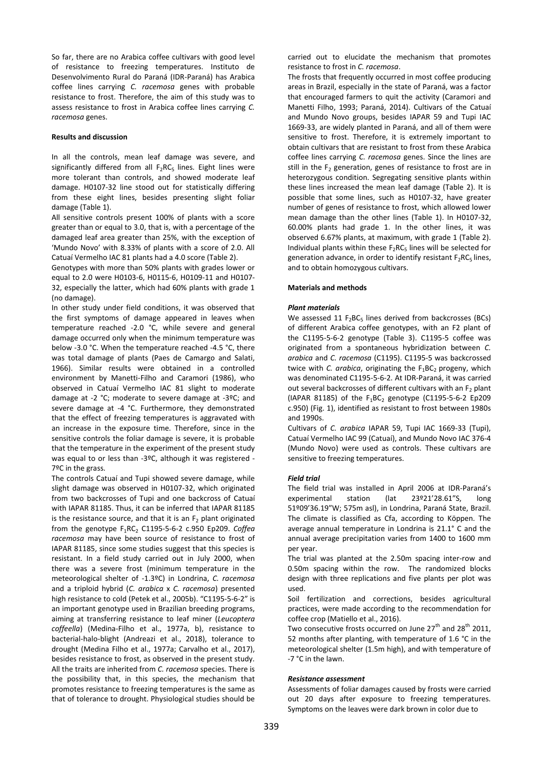So far, there are no Arabica coffee cultivars with good level of resistance to freezing temperatures. Instituto de Desenvolvimento Rural do Paraná (IDR-Paraná) has Arabica coffee lines carrying *C. racemosa* genes with probable resistance to frost. Therefore, the aim of this study was to assess resistance to frost in Arabica coffee lines carrying *C. racemosa* genes.

## Results and discussion

In all the controls, mean leaf damage was severe, and significantly differed from all $F_2RC_5$ lines. Eight lines were more tolerant than controls, and showed moderate leaf damage. H0107-32 line stood out for statistically differing from these eight lines, besides presenting slight foliar damage (Table 1).

All sensitive controls present 100% of plants with a score greater than or equal to 3.0, that is, with a percentage of the damaged leaf area greater than 25%, with the exception of 'Mundo Novo' with 8.33% of plants with a score of 2.0. All Catuaí Vermelho IAC 81 plants had a 4.0 score (Table 2).

Genotypes with more than 50% plants with grades lower or equal to 2.0 were H0103-6, H0115-6, H0109-11 and H0107-32, especially the latter, which had 60% plants with grade 1 (no damage).

In other study under field conditions, it was observed that the first symptoms of damage appeared in leaves when temperature reached -2.0 °C, while severe and general damage occurred only when the minimum temperature was below -3.0 °C. When the temperature reached -4.5 °C, there was total damage of plants (Paes de Camargo and Salati, 1966). Similar results were obtained in a controlled environment by Manetti-Filho and Caramori (1986), who observed in Catuaí Vermelho IAC 81 slight to moderate damage at -2 °C; moderate to severe damage at -3ºC; and severe damage at -4 °C. Furthermore, they demonstrated that the effect of freezing temperatures is aggravated with an increase in the exposure time. Therefore, since in the sensitive controls the foliar damage is severe, it is probable that the temperature in the experiment of the present study was equal to or less than -3ºC, although it was registered -7ºC in the grass.

The controls Catuaí and Tupi showed severe damage, while slight damage was observed in H0107-32, which originated from two backcrosses of Tupi and one backcross of Catuaí with IAPAR 81185. Thus, it can be inferred that IAPAR 81185 is the resistance source, and that it is an $F_2$ plant originated from the genotype $F_1RC_2$ C1195-5-6-2 c.950 Ep209. *Coffea racemosa* may have been source of resistance to frost of IAPAR 81185, since some studies suggest that this species is resistant. In a field study carried out in July 2000, when there was a severe frost (minimum temperature in the meteorological shelter of -1.3ºC) in Londrina, *C. racemosa* and a triploid hybrid (*C. arabica* x *C. racemosa*) presented high resistance to cold (Petek et al., 2005b). "C1195-5-6-2" is an important genotype used in Brazilian breeding programs, aiming at transferring resistance to leaf miner (*Leucoptera coffeella*) (Medina-Filho et al., 1977a, b), resistance to bacterial-halo-blight (Andreazi et al., 2018), tolerance to drought (Medina Filho et al., 1977a; Carvalho et al., 2017), besides resistance to frost, as observed in the present study. All the traits are inherited from *C. racemosa* species. There is the possibility that, in this species, the mechanism that promotes resistance to freezing temperatures is the same as that of tolerance to drought. Physiological studies should be carried out to elucidate the mechanism that promotes resistance to frost in *C. racemosa*.

The frosts that frequently occurred in most coffee producing areas in Brazil, especially in the state of Paraná, was a factor that encouraged farmers to quit the activity (Caramori and Manetti Filho, 1993; Paraná, 2014). Cultivars of the Catuaí and Mundo Novo groups, besides IAPAR 59 and Tupi IAC 1669-33, are widely planted in Paraná, and all of them were sensitive to frost. Therefore, it is extremely important to obtain cultivars that are resistant to frost from these Arabica coffee lines carrying *C. racemosa* genes. Since the lines are still in the $F_2$ generation, genes of resistance to frost are in heterozygous condition. Segregating sensitive plants within these lines increased the mean leaf damage (Table 2). It is possible that some lines, such as H0107-32, have greater number of genes of resistance to frost, which allowed lower mean damage than the other lines (Table 1). In H0107-32, 60.00% plants had grade 1. In the other lines, it was observed 6.67% plants, at maximum, with grade 1 (Table 2). Individual plants within these $F_2RC_5$ lines will be selected for generation advance, in order to identify resistant $F_2RC_5$ lines, and to obtain homozygous cultivars.

## Materials and methods

### *Plant materials*

We assessed 11 $F_2BC_5$ lines derived from backcrosses (BCs) of different Arabica coffee genotypes, with an F2 plant of the C1195-5-6-2 genotype (Table 3). C1195-5 coffee was originated from a spontaneous hybridization between *C. arabica* and *C. racemosa* (C1195). C1195-5 was backcrossed twice with *C. arabica*, originating the $F_1BC_2$ progeny, which was denominated C1195-5-6-2. At IDR-Paraná, it was carried out several backcrosses of different cultivars with an $F_2$ plant (IAPAR 81185) of the $F_1BC_2$ genotype (C1195-5-6-2 Ep209 c.950) (Fig. 1), identified as resistant to frost between 1980s and 1990s.

Cultivars of *C. arabica* IAPAR 59, Tupi IAC 1669-33 (Tupi), Catuaí Vermelho IAC 99 (Catuaí), and Mundo Novo IAC 376-4 (Mundo Novo) were used as controls. These cultivars are sensitive to freezing temperatures.

### *Field trial*

The field trial was installed in April 2006 at IDR-Paraná's experimental station (lat 23º21'28.61"S, long 51º09'36.19"W; 575m asl), in Londrina, Paraná State, Brazil. The climate is classified as Cfa, according to Köppen. The average annual temperature in Londrina is 21.1° C and the annual average precipitation varies from 1400 to 1600 mm per year.

The trial was planted at the 2.50m spacing inter-row and 0.50m spacing within the row. The randomized blocks design with three replications and five plants per plot was used.

Soil fertilization and corrections, besides agricultural practices, were made according to the recommendation for coffee crop (Matiello et al., 2016).

Two consecutive frosts occurred on June 27th and 28th 2011, 52 months after planting, with temperature of 1.6 °C in the meteorological shelter (1.5m high), and with temperature of -7 °C in the lawn.

### *Resistance assessment*

Assessments of foliar damages caused by frosts were carried out 20 days after exposure to freezing temperatures. Symptoms on the leaves were dark brown in color due to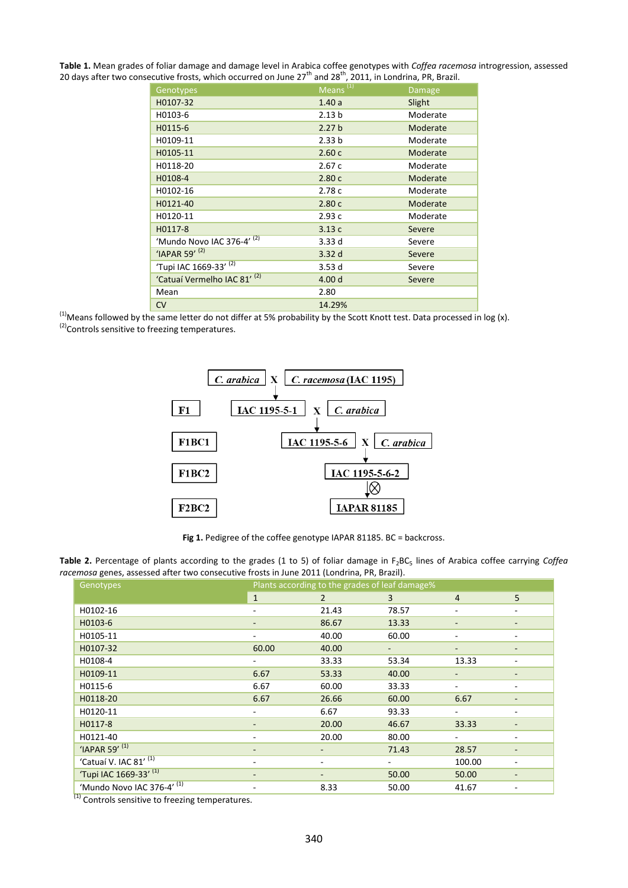**Table 1.** Mean grades of foliar damage and damage level in Arabica coffee genotypes with *Coffea racemosa* introgression, assessed 20 days after two consecutive frosts, which occurred on June 27th and 28th, 2011, in Londrina, PR, Brazil.

| Genotypes | Means [1] | Damage |
|---|---|---|
| H0107-32 | 1.40 a | Slight |
| H0103-6 | 2.13 b | Moderate |
| H0115-6 | 2.27 b | Moderate |
| H0109-11 | 2.33 b | Moderate |
| H0105-11 | 2.60 c | Moderate |
| H0118-20 | 2.67 c | Moderate |
| H0108-4 | 2.80 c | Moderate |
| H0102-16 | 2.78 c | Moderate |
| H0121-40 | 2.80 c | Moderate |
| H0120-11 | 2.93 c | Moderate |
| H0117-8 | 3.13 c | Severe |
| 'Mundo Novo IAC 376-4' [2] | 3.33 d | Severe |
| 'IAPAR 59' [2] | 3.32 d | Severe |
| 'Tupi IAC 1669-33' [2] | 3.53 d | Severe |
| 'Catuaí Vermelho IAC 81' [2] | 4.00 d | Severe |
| Mean | 2.80 | |
| CV | 14.29% | |

[1]Means followed by the same letter do not differ at 5% probability by the Scott Knott test. Data processed in log (x).
[2]Controls sensitive to freezing temperatures.

```
            C. arabica  X  C. racemosa (IAC 1195)
                        |
F1          IAC 1195-5-1  X  C. arabica
                        |
F1BC1           IAC 1195-5-6  X  C. arabica
                                |
F1BC2                  IAC 1195-5-6-2
                                | ⊗
F2BC2                     IAPAR 81185
```

**Fig 1.** Pedigree of the coffee genotype IAPAR 81185. BC = backcross.

**Table 2.** Percentage of plants according to the grades (1 to 5) of foliar damage in $F_2BC_5$ lines of Arabica coffee carrying *Coffea racemosa* genes, assessed after two consecutive frosts in June 2011 (Londrina, PR, Brazil).

| Genotypes | Plants according to the grades of leaf damage% | | | | |
|---|---|---|---|---|---|
| | 1 | 2 | 3 | 4 | 5 |
| H0102-16 | - | 21.43 | 78.57 | - | - |
| H0103-6 | - | 86.67 | 13.33 | - | - |
| H0105-11 | - | 40.00 | 60.00 | - | - |
| H0107-32 | 60.00 | 40.00 | - | - | - |
| H0108-4 | - | 33.33 | 53.34 | 13.33 | - |
| H0109-11 | 6.67 | 53.33 | 40.00 | - | - |
| H0115-6 | 6.67 | 60.00 | 33.33 | - | - |
| H0118-20 | 6.67 | 26.66 | 60.00 | 6.67 | - |
| H0120-11 | - | 6.67 | 93.33 | - | - |
| H0117-8 | - | 20.00 | 46.67 | 33.33 | - |
| H0121-40 | - | 20.00 | 80.00 | - | - |
| 'IAPAR 59' [1] | - | - | 71.43 | 28.57 | - |
| 'Catuaí V. IAC 81' [1] | - | - | - | 100.00 | - |
| 'Tupi IAC 1669-33' [1] | - | - | 50.00 | 50.00 | - |
| 'Mundo Novo IAC 376-4' [1] | - | 8.33 | 50.00 | 41.67 | - |

[1] Controls sensitive to freezing temperatures.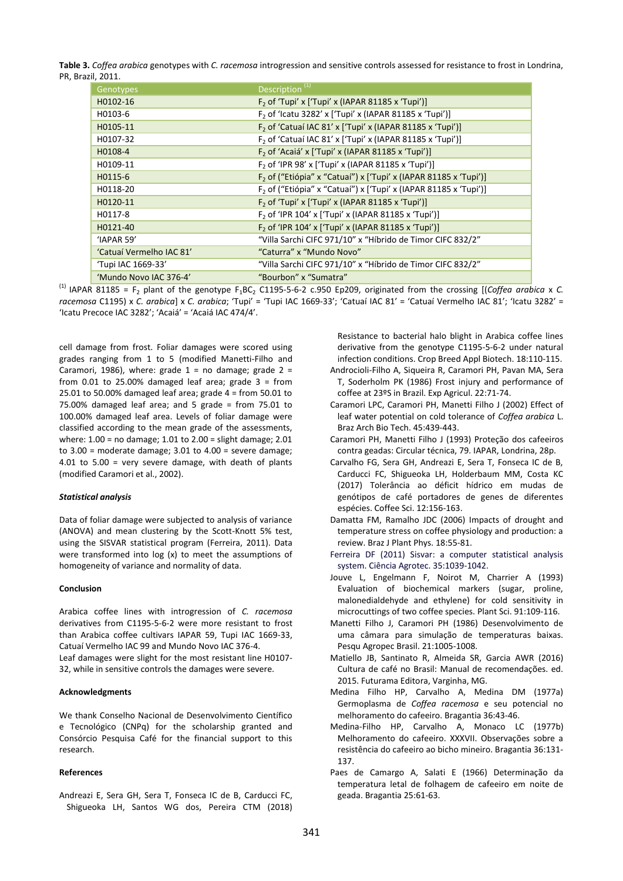**Table 3.** *Coffea arabica* genotypes with *C. racemosa* introgression and sensitive controls assessed for resistance to frost in Londrina, PR, Brazil, 2011.

| Genotypes | Description [1] |
|---|---|
| H0102-16 | $F_2$ of 'Tupi' x ['Tupi' x (IAPAR 81185 x 'Tupi')] |
| H0103-6 | $F_2$ of 'Icatu 3282' x ['Tupi' x (IAPAR 81185 x 'Tupi')] |
| H0105-11 | $F_2$ of 'Catuaí IAC 81' x ['Tupi' x (IAPAR 81185 x 'Tupi')] |
| H0107-32 | $F_2$ of 'Catuaí IAC 81' x ['Tupi' x (IAPAR 81185 x 'Tupi')] |
| H0108-4 | $F_2$ of 'Acaiá' x ['Tupi' x (IAPAR 81185 x 'Tupi')] |
| H0109-11 | $F_2$ of 'IPR 98' x ['Tupi' x (IAPAR 81185 x 'Tupi')] |
| H0115-6 | $F_2$ of ("Etiópia" x "Catuaí") x ['Tupi' x (IAPAR 81185 x 'Tupi')] |
| H0118-20 | $F_2$ of ("Etiópia" x "Catuaí") x ['Tupi' x (IAPAR 81185 x 'Tupi')] |
| H0120-11 | $F_2$ of 'Tupi' x ['Tupi' x (IAPAR 81185 x 'Tupi')] |
| H0117-8 | $F_2$ of 'IPR 104' x ['Tupi' x (IAPAR 81185 x 'Tupi')] |
| H0121-40 | $F_2$ of 'IPR 104' x ['Tupi' x (IAPAR 81185 x 'Tupi')] |
| 'IAPAR 59' | "Villa Sarchi CIFC 971/10" x "Híbrido de Timor CIFC 832/2" |
| 'Catuaí Vermelho IAC 81' | "Caturra" x "Mundo Novo" |
| 'Tupi IAC 1669-33' | "Villa Sarchi CIFC 971/10" x "Híbrido de Timor CIFC 832/2" |
| 'Mundo Novo IAC 376-4' | "Bourbon" x "Sumatra" |

[1] IAPAR 81185 = $F_2$ plant of the genotype $F_1BC_2$ C1195-5-6-2 c.950 Ep209, originated from the crossing [(*Coffea arabica* x *C. racemosa* C1195) x *C. arabica*] x *C. arabica*; 'Tupi' = 'Tupi IAC 1669-33'; 'Catuaí IAC 81' = 'Catuaí Vermelho IAC 81'; 'Icatu 3282' = 'Icatu Precoce IAC 3282'; 'Acaiá' = 'Acaiá IAC 474/4'.

cell damage from frost. Foliar damages were scored using grades ranging from 1 to 5 (modified Manetti-Filho and Caramori, 1986), where: grade 1 = no damage; grade 2 = from 0.01 to 25.00% damaged leaf area; grade 3 = from 25.01 to 50.00% damaged leaf area; grade 4 = from 50.01 to 75.00% damaged leaf area; and 5 grade = from 75.01 to 100.00% damaged leaf area. Levels of foliar damage were classified according to the mean grade of the assessments, where: 1.00 = no damage; 1.01 to 2.00 = slight damage; 2.01 to 3.00 = moderate damage; 3.01 to 4.00 = severe damage; 4.01 to 5.00 = very severe damage, with death of plants (modified Caramori et al., 2002).

### *Statistical analysis*

Data of foliar damage were subjected to analysis of variance (ANOVA) and mean clustering by the Scott-Knott 5% test, using the SISVAR statistical program (Ferreira, 2011). Data were transformed into log (x) to meet the assumptions of homogeneity of variance and normality of data.

## Conclusion

Arabica coffee lines with introgression of *C. racemosa* derivatives from C1195-5-6-2 were more resistant to frost than Arabica coffee cultivars IAPAR 59, Tupi IAC 1669-33, Catuaí Vermelho IAC 99 and Mundo Novo IAC 376-4.

Leaf damages were slight for the most resistant line H0107-32, while in sensitive controls the damages were severe.

## Acknowledgments

We thank Conselho Nacional de Desenvolvimento Científico e Tecnológico (CNPq) for the scholarship granted and Consórcio Pesquisa Café for the financial support to this research.

## References

Andreazi E, Sera GH, Sera T, Fonseca IC de B, Carducci FC, Shigueoka LH, Santos WG dos, Pereira CTM (2018) Resistance to bacterial halo blight in Arabica coffee lines derivative from the genotype C1195-5-6-2 under natural infection conditions. Crop Breed Appl Biotech. 18:110-115.

Androcioli-Filho A, Siqueira R, Caramori PH, Pavan MA, Sera T, Soderholm PK (1986) Frost injury and performance of coffee at 23ºS in Brazil. Exp Agricul. 22:71-74.

Caramori LPC, Caramori PH, Manetti Filho J (2002) Effect of leaf water potential on cold tolerance of *Coffea arabica* L. Braz Arch Bio Tech. 45:439-443.

Caramori PH, Manetti Filho J (1993) Proteção dos cafeeiros contra geadas: Circular técnica, 79. IAPAR, Londrina, 28p.

Carvalho FG, Sera GH, Andreazi E, Sera T, Fonseca IC de B, Carducci FC, Shigueoka LH, Holderbaum MM, Costa KC (2017) Tolerância ao déficit hídrico em mudas de genótipos de café portadores de genes de diferentes espécies. Coffee Sci. 12:156-163.

Damatta FM, Ramalho JDC (2006) Impacts of drought and temperature stress on coffee physiology and production: a review. Braz J Plant Phys. 18:55-81.

Ferreira DF (2011) Sisvar: a computer statistical analysis system. Ciência Agrotec. 35:1039-1042.

Jouve L, Engelmann F, Noirot M, Charrier A (1993) Evaluation of biochemical markers (sugar, proline, malonedialdehyde and ethylene) for cold sensitivity in microcuttings of two coffee species. Plant Sci. 91:109-116.

Manetti Filho J, Caramori PH (1986) Desenvolvimento de uma câmara para simulação de temperaturas baixas. Pesqu Agropec Brasil. 21:1005-1008.

Matiello JB, Santinato R, Almeida SR, Garcia AWR (2016) Cultura de café no Brasil: Manual de recomendações. ed. 2015. Futurama Editora, Varginha, MG.

Medina Filho HP, Carvalho A, Medina DM (1977a) Germoplasma de *Coffea racemosa* e seu potencial no melhoramento do cafeeiro. Bragantia 36:43-46.

Medina-Filho HP, Carvalho A, Monaco LC (1977b) Melhoramento do cafeeiro. XXXVII. Observações sobre a resistência do cafeeiro ao bicho mineiro. Bragantia 36:131-137.

Paes de Camargo A, Salati E (1966) Determinação da temperatura letal de folhagem de cafeeiro em noite de geada. Bragantia 25:61-63.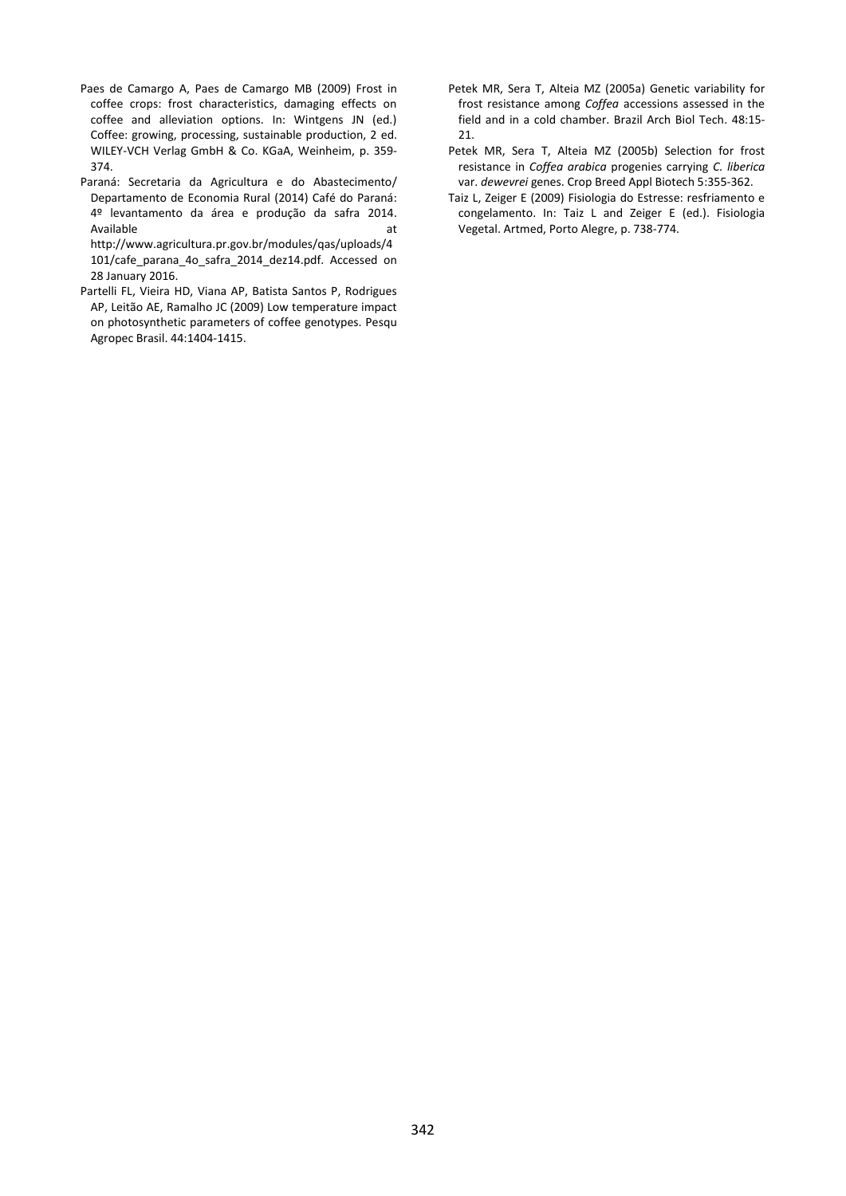Paes de Camargo A, Paes de Camargo MB (2009) Frost in coffee crops: frost characteristics, damaging effects on coffee and alleviation options. In: Wintgens JN (ed.) Coffee: growing, processing, sustainable production, 2 ed. WILEY-VCH Verlag GmbH & Co. KGaA, Weinheim, p. 359-374.

Paraná: Secretaria da Agricultura e do Abastecimento/ Departamento de Economia Rural (2014) Café do Paraná: 4º levantamento da área e produção da safra 2014. Available at http://www.agricultura.pr.gov.br/modules/qas/uploads/4101/cafe_parana_4o_safra_2014_dez14.pdf. Accessed on 28 January 2016.

Partelli FL, Vieira HD, Viana AP, Batista Santos P, Rodrigues AP, Leitão AE, Ramalho JC (2009) Low temperature impact on photosynthetic parameters of coffee genotypes. Pesqu Agropec Brasil. 44:1404-1415.

Petek MR, Sera T, Alteia MZ (2005a) Genetic variability for frost resistance among *Coffea* accessions assessed in the field and in a cold chamber. Brazil Arch Biol Tech. 48:15-21.

Petek MR, Sera T, Alteia MZ (2005b) Selection for frost resistance in *Coffea arabica* progenies carrying *C. liberica* var. *dewevrei* genes. Crop Breed Appl Biotech 5:355-362.

Taiz L, Zeiger E (2009) Fisiologia do Estresse: resfriamento e congelamento. In: Taiz L and Zeiger E (ed.). Fisiologia Vegetal. Artmed, Porto Alegre, p. 738-774.